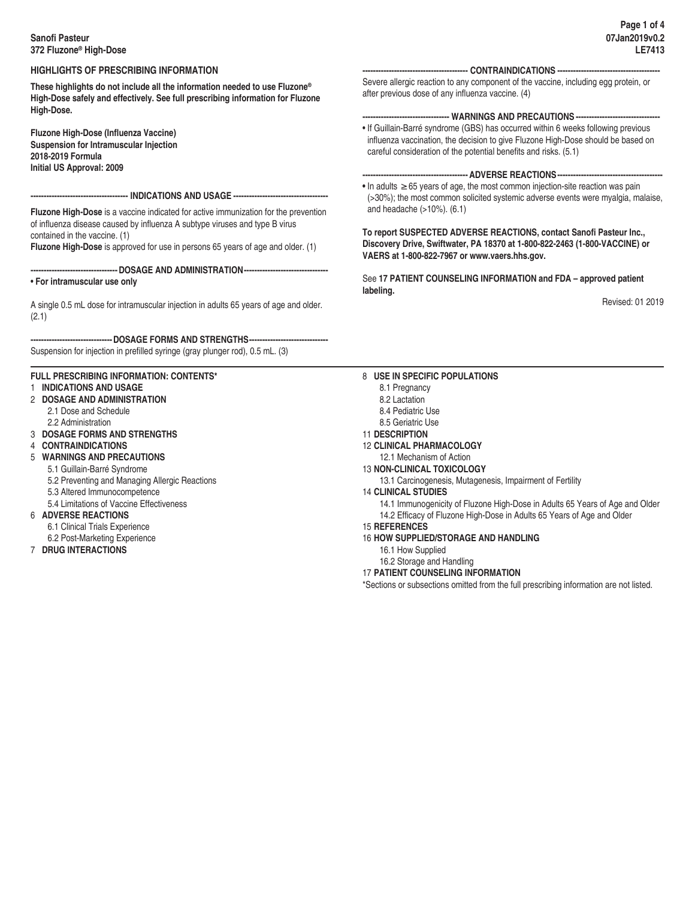## HIGHLIGHTS OF PRESCRIBING INFORMATION

**These highlights do not include all the information needed to use Fluzone® High-Dose safely and effectively. See full prescribing information for Fluzone High-Dose.**

**Fluzone High-Dose (Influenza Vaccine)**
**Suspension for Intramuscular Injection**
**2018-2019 Formula**
**Initial US Approval: 2009**

### INDICATIONS AND USAGE

**Fluzone High-Dose** is a vaccine indicated for active immunization for the prevention of influenza disease caused by influenza A subtype viruses and type B virus contained in the vaccine. (1)

**Fluzone High-Dose** is approved for use in persons 65 years of age and older. (1)

### DOSAGE AND ADMINISTRATION

- **For intramuscular use only**

A single 0.5 mL dose for intramuscular injection in adults 65 years of age and older. (2.1)

### DOSAGE FORMS AND STRENGTHS

Suspension for injection in prefilled syringe (gray plunger rod), 0.5 mL. (3)

### CONTRAINDICATIONS

Severe allergic reaction to any component of the vaccine, including egg protein, or after previous dose of any influenza vaccine. (4)

### WARNINGS AND PRECAUTIONS

- If Guillain-Barré syndrome (GBS) has occurred within 6 weeks following previous influenza vaccination, the decision to give Fluzone High-Dose should be based on careful consideration of the potential benefits and risks. (5.1)

### ADVERSE REACTIONS

- In adults ≥ 65 years of age, the most common injection-site reaction was pain (>30%); the most common solicited systemic adverse events were myalgia, malaise, and headache (>10%). (6.1)

**To report SUSPECTED ADVERSE REACTIONS, contact Sanofi Pasteur Inc., Discovery Drive, Swiftwater, PA 18370 at 1-800-822-2463 (1-800-VACCINE) or VAERS at 1-800-822-7967 or www.vaers.hhs.gov.**

See **17 PATIENT COUNSELING INFORMATION and FDA – approved patient labeling.**

Revised: 01 2019

## FULL PRESCRIBING INFORMATION: CONTENTS*

1 **INDICATIONS AND USAGE**
2 **DOSAGE AND ADMINISTRATION**
- 2.1 Dose and Schedule
- 2.2 Administration

3 **DOSAGE FORMS AND STRENGTHS**
4 **CONTRAINDICATIONS**
5 **WARNINGS AND PRECAUTIONS**
- 5.1 Guillain-Barré Syndrome
- 5.2 Preventing and Managing Allergic Reactions
- 5.3 Altered Immunocompetence
- 5.4 Limitations of Vaccine Effectiveness

6 **ADVERSE REACTIONS**
- 6.1 Clinical Trials Experience
- 6.2 Post-Marketing Experience

7 **DRUG INTERACTIONS**
8 **USE IN SPECIFIC POPULATIONS**
- 8.1 Pregnancy
- 8.2 Lactation
- 8.4 Pediatric Use
- 8.5 Geriatric Use

11 **DESCRIPTION**
12 **CLINICAL PHARMACOLOGY**
- 12.1 Mechanism of Action

13 **NON-CLINICAL TOXICOLOGY**
- 13.1 Carcinogenesis, Mutagenesis, Impairment of Fertility

14 **CLINICAL STUDIES**
- 14.1 Immunogenicity of Fluzone High-Dose in Adults 65 Years of Age and Older
- 14.2 Efficacy of Fluzone High-Dose in Adults 65 Years of Age and Older

15 **REFERENCES**
16 **HOW SUPPLIED/STORAGE AND HANDLING**
- 16.1 How Supplied
- 16.2 Storage and Handling

17 **PATIENT COUNSELING INFORMATION**

*Sections or subsections omitted from the full prescribing information are not listed.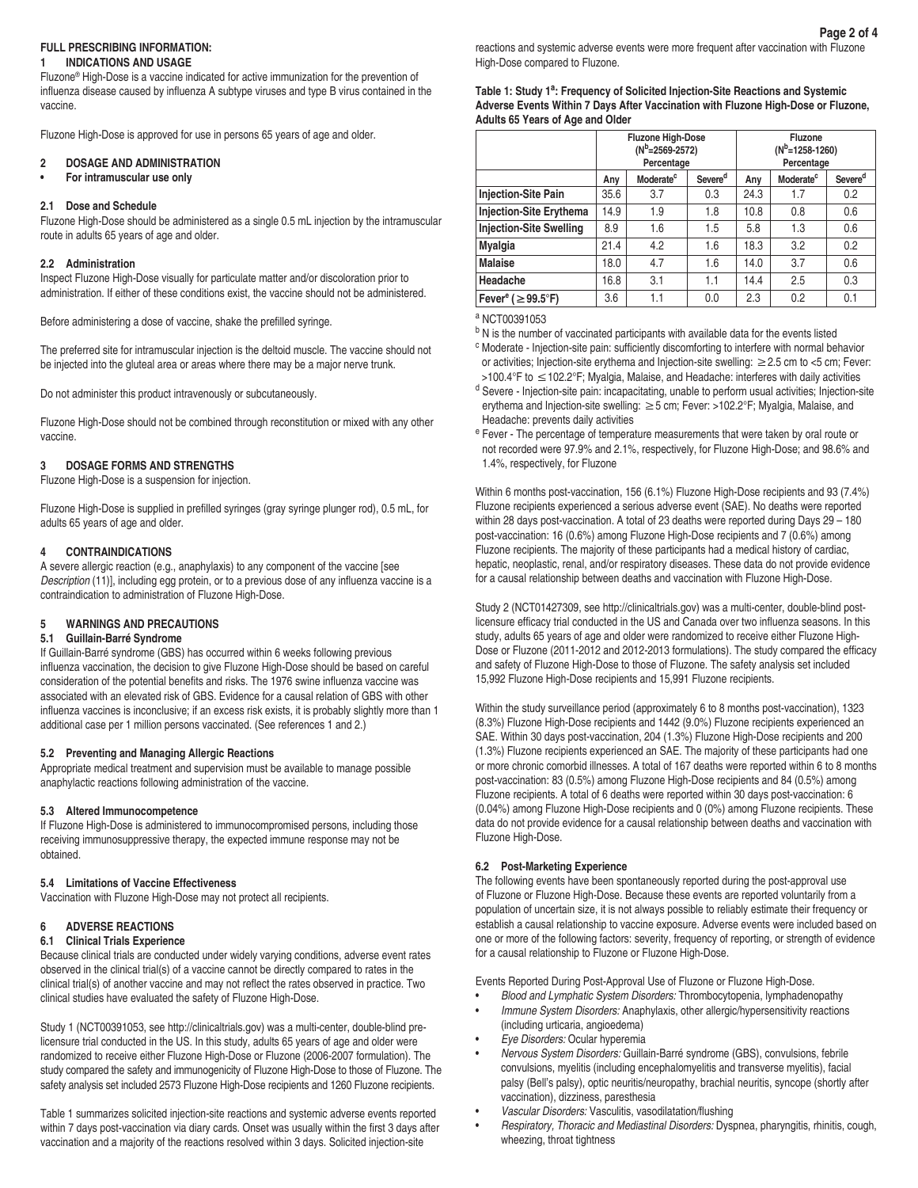## FULL PRESCRIBING INFORMATION:

### 1 INDICATIONS AND USAGE

Fluzone® High-Dose is a vaccine indicated for active immunization for the prevention of influenza disease caused by influenza A subtype viruses and type B virus contained in the vaccine.

Fluzone High-Dose is approved for use in persons 65 years of age and older.

### 2 DOSAGE AND ADMINISTRATION

- **For intramuscular use only**

#### 2.1 Dose and Schedule

Fluzone High-Dose should be administered as a single 0.5 mL injection by the intramuscular route in adults 65 years of age and older.

#### 2.2 Administration

Inspect Fluzone High-Dose visually for particulate matter and/or discoloration prior to administration. If either of these conditions exist, the vaccine should not be administered.

Before administering a dose of vaccine, shake the prefilled syringe.

The preferred site for intramuscular injection is the deltoid muscle. The vaccine should not be injected into the gluteal area or areas where there may be a major nerve trunk.

Do not administer this product intravenously or subcutaneously.

Fluzone High-Dose should not be combined through reconstitution or mixed with any other vaccine.

### 3 DOSAGE FORMS AND STRENGTHS

Fluzone High-Dose is a suspension for injection.

Fluzone High-Dose is supplied in prefilled syringes (gray syringe plunger rod), 0.5 mL, for adults 65 years of age and older.

### 4 CONTRAINDICATIONS

A severe allergic reaction (e.g., anaphylaxis) to any component of the vaccine [see *Description* (11)], including egg protein, or to a previous dose of any influenza vaccine is a contraindication to administration of Fluzone High-Dose.

### 5 WARNINGS AND PRECAUTIONS

#### 5.1 Guillain-Barré Syndrome

If Guillain-Barré syndrome (GBS) has occurred within 6 weeks following previous influenza vaccination, the decision to give Fluzone High-Dose should be based on careful consideration of the potential benefits and risks. The 1976 swine influenza vaccine was associated with an elevated risk of GBS. Evidence for a causal relation of GBS with other influenza vaccines is inconclusive; if an excess risk exists, it is probably slightly more than 1 additional case per 1 million persons vaccinated. (See references 1 and 2.)

#### 5.2 Preventing and Managing Allergic Reactions

Appropriate medical treatment and supervision must be available to manage possible anaphylactic reactions following administration of the vaccine.

#### 5.3 Altered Immunocompetence

If Fluzone High-Dose is administered to immunocompromised persons, including those receiving immunosuppressive therapy, the expected immune response may not be obtained.

#### 5.4 Limitations of Vaccine Effectiveness

Vaccination with Fluzone High-Dose may not protect all recipients.

### 6 ADVERSE REACTIONS

#### 6.1 Clinical Trials Experience

Because clinical trials are conducted under widely varying conditions, adverse event rates observed in the clinical trial(s) of a vaccine cannot be directly compared to rates in the clinical trial(s) of another vaccine and may not reflect the rates observed in practice. Two clinical studies have evaluated the safety of Fluzone High-Dose.

Study 1 (NCT00391053, see http://clinicaltrials.gov) was a multi-center, double-blind pre-licensure trial conducted in the US. In this study, adults 65 years of age and older were randomized to receive either Fluzone High-Dose or Fluzone (2006-2007 formulation). The study compared the safety and immunogenicity of Fluzone High-Dose to those of Fluzone. The safety analysis set included 2573 Fluzone High-Dose recipients and 1260 Fluzone recipients.

Table 1 summarizes solicited injection-site reactions and systemic adverse events reported within 7 days post-vaccination via diary cards. Onset was usually within the first 3 days after vaccination and a majority of the reactions resolved within 3 days. Solicited injection-site reactions and systemic adverse events were more frequent after vaccination with Fluzone High-Dose compared to Fluzone.

**Table 1: Study 1[a]: Frequency of Solicited Injection-Site Reactions and Systemic Adverse Events Within 7 Days After Vaccination with Fluzone High-Dose or Fluzone, Adults 65 Years of Age and Older**

| | Fluzone High-Dose (N[b]=2569-2572) Percentage | | | Fluzone (N[b]=1258-1260) Percentage | | |
|---|---|---|---|---|---|---|
| | Any | Moderate[c] | Severe[d] | Any | Moderate[c] | Severe[d] |
| **Injection-Site Pain** | 35.6 | 3.7 | 0.3 | 24.3 | 1.7 | 0.2 |
| **Injection-Site Erythema** | 14.9 | 1.9 | 1.8 | 10.8 | 0.8 | 0.6 |
| **Injection-Site Swelling** | 8.9 | 1.6 | 1.5 | 5.8 | 1.3 | 0.6 |
| **Myalgia** | 21.4 | 4.2 | 1.6 | 18.3 | 3.2 | 0.2 |
| **Malaise** | 18.0 | 4.7 | 1.6 | 14.0 | 3.7 | 0.6 |
| **Headache** | 16.8 | 3.1 | 1.1 | 14.4 | 2.5 | 0.3 |
| **Fever[e] (≥ 99.5°F)** | 3.6 | 1.1 | 0.0 | 2.3 | 0.2 | 0.1 |

[a] NCT00391053

[b] N is the number of vaccinated participants with available data for the events listed

[c] Moderate - Injection-site pain: sufficiently discomforting to interfere with normal behavior or activities; Injection-site erythema and Injection-site swelling: ≥ 2.5 cm to <5 cm; Fever: >100.4°F to ≤ 102.2°F; Myalgia, Malaise, and Headache: interferes with daily activities

[d] Severe - Injection-site pain: incapacitating, unable to perform usual activities; Injection-site erythema and Injection-site swelling: ≥ 5 cm; Fever: >102.2°F; Myalgia, Malaise, and Headache: prevents daily activities

[e] Fever - The percentage of temperature measurements that were taken by oral route or not recorded were 97.9% and 2.1%, respectively, for Fluzone High-Dose; and 98.6% and 1.4%, respectively, for Fluzone

Within 6 months post-vaccination, 156 (6.1%) Fluzone High-Dose recipients and 93 (7.4%) Fluzone recipients experienced a serious adverse event (SAE). No deaths were reported within 28 days post-vaccination. A total of 23 deaths were reported during Days 29 – 180 post-vaccination: 16 (0.6%) among Fluzone High-Dose recipients and 7 (0.6%) among Fluzone recipients. The majority of these participants had a medical history of cardiac, hepatic, neoplastic, renal, and/or respiratory diseases. These data do not provide evidence for a causal relationship between deaths and vaccination with Fluzone High-Dose.

Study 2 (NCT01427309, see http://clinicaltrials.gov) was a multi-center, double-blind post-licensure efficacy trial conducted in the US and Canada over two influenza seasons. In this study, adults 65 years of age and older were randomized to receive either Fluzone High-Dose or Fluzone (2011-2012 and 2012-2013 formulations). The study compared the efficacy and safety of Fluzone High-Dose to those of Fluzone. The safety analysis set included 15,992 Fluzone High-Dose recipients and 15,991 Fluzone recipients.

Within the study surveillance period (approximately 6 to 8 months post-vaccination), 1323 (8.3%) Fluzone High-Dose recipients and 1442 (9.0%) Fluzone recipients experienced an SAE. Within 30 days post-vaccination, 204 (1.3%) Fluzone High-Dose recipients and 200 (1.3%) Fluzone recipients experienced an SAE. The majority of these participants had one or more chronic comorbid illnesses. A total of 167 deaths were reported within 6 to 8 months post-vaccination: 83 (0.5%) among Fluzone High-Dose recipients and 84 (0.5%) among Fluzone recipients. A total of 6 deaths were reported within 30 days post-vaccination: 6 (0.04%) among Fluzone High-Dose recipients and 0 (0%) among Fluzone recipients. These data do not provide evidence for a causal relationship between deaths and vaccination with Fluzone High-Dose.

#### 6.2 Post-Marketing Experience

The following events have been spontaneously reported during the post-approval use of Fluzone or Fluzone High-Dose. Because these events are reported voluntarily from a population of uncertain size, it is not always possible to reliably estimate their frequency or establish a causal relationship to vaccine exposure. Adverse events were included based on one or more of the following factors: severity, frequency of reporting, or strength of evidence for a causal relationship to Fluzone or Fluzone High-Dose.

Events Reported During Post-Approval Use of Fluzone or Fluzone High-Dose.

- *Blood and Lymphatic System Disorders:* Thrombocytopenia, lymphadenopathy
- *Immune System Disorders:* Anaphylaxis, other allergic/hypersensitivity reactions (including urticaria, angioedema)
- *Eye Disorders:* Ocular hyperemia
- *Nervous System Disorders:* Guillain-Barré syndrome (GBS), convulsions, febrile convulsions, myelitis (including encephalomyelitis and transverse myelitis), facial palsy (Bell's palsy), optic neuritis/neuropathy, brachial neuritis, syncope (shortly after vaccination), dizziness, paresthesia
- *Vascular Disorders:* Vasculitis, vasodilatation/flushing
- *Respiratory, Thoracic and Mediastinal Disorders:* Dyspnea, pharyngitis, rhinitis, cough, wheezing, throat tightness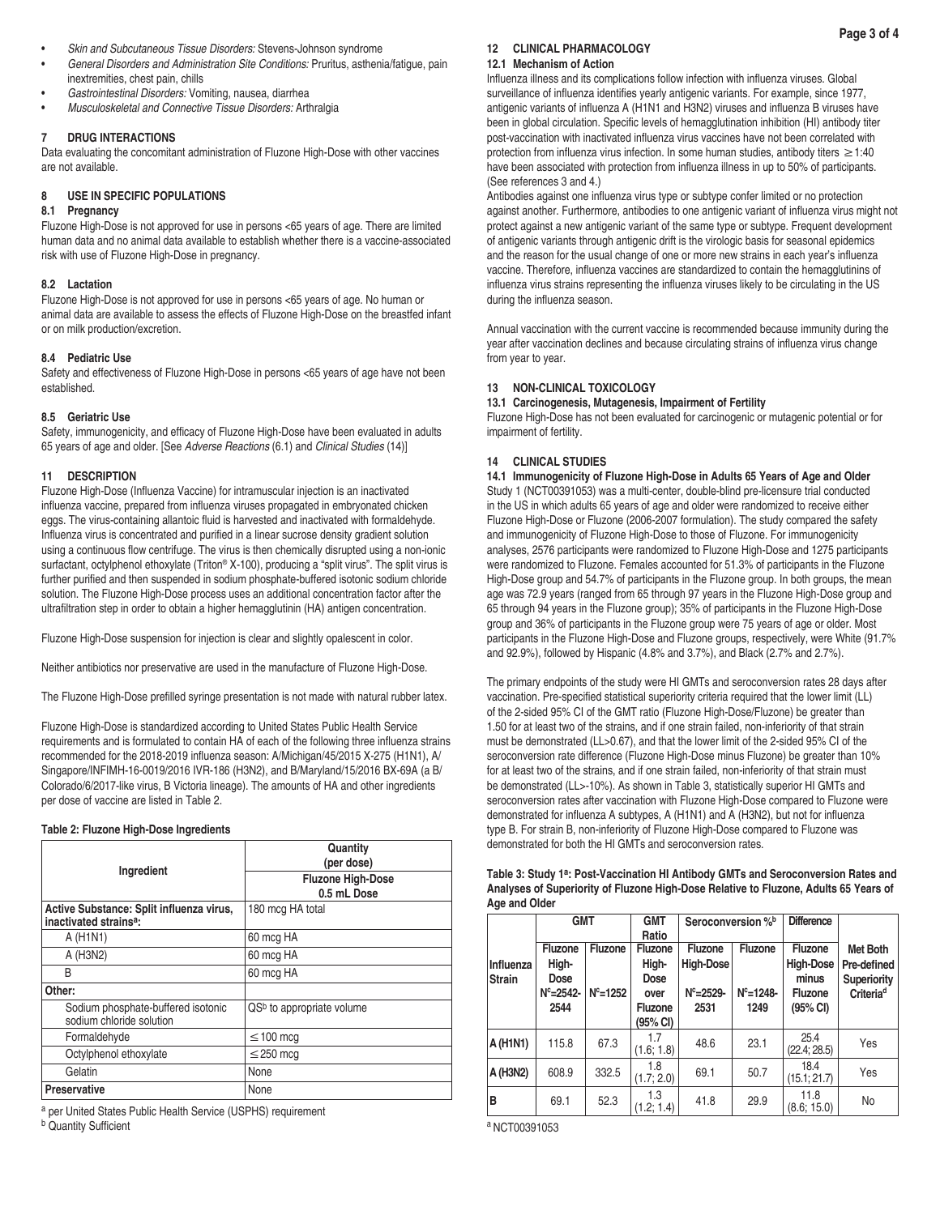- *Skin and Subcutaneous Tissue Disorders:* Stevens-Johnson syndrome
- *General Disorders and Administration Site Conditions:* Pruritus, asthenia/fatigue, pain inextremities, chest pain, chills
- *Gastrointestinal Disorders:* Vomiting, nausea, diarrhea
- *Musculoskeletal and Connective Tissue Disorders:* Arthralgia

## 7 DRUG INTERACTIONS

Data evaluating the concomitant administration of Fluzone High-Dose with other vaccines are not available.

## 8 USE IN SPECIFIC POPULATIONS

### 8.1 Pregnancy

Fluzone High-Dose is not approved for use in persons <65 years of age. There are limited human data and no animal data available to establish whether there is a vaccine-associated risk with use of Fluzone High-Dose in pregnancy.

### 8.2 Lactation

Fluzone High-Dose is not approved for use in persons <65 years of age. No human or animal data are available to assess the effects of Fluzone High-Dose on the breastfed infant or on milk production/excretion.

### 8.4 Pediatric Use

Safety and effectiveness of Fluzone High-Dose in persons <65 years of age have not been established.

### 8.5 Geriatric Use

Safety, immunogenicity, and efficacy of Fluzone High-Dose have been evaluated in adults 65 years of age and older. [See *Adverse Reactions* (6.1) and *Clinical Studies* (14)]

## 11 DESCRIPTION

Fluzone High-Dose (Influenza Vaccine) for intramuscular injection is an inactivated influenza vaccine, prepared from influenza viruses propagated in embryonated chicken eggs. The virus-containing allantoic fluid is harvested and inactivated with formaldehyde. Influenza virus is concentrated and purified in a linear sucrose density gradient solution using a continuous flow centrifuge. The virus is then chemically disrupted using a non-ionic surfactant, octylphenol ethoxylate (Triton® X-100), producing a "split virus". The split virus is further purified and then suspended in sodium phosphate-buffered isotonic sodium chloride solution. The Fluzone High-Dose process uses an additional concentration factor after the ultrafiltration step in order to obtain a higher hemagglutinin (HA) antigen concentration.

Fluzone High-Dose suspension for injection is clear and slightly opalescent in color.

Neither antibiotics nor preservative are used in the manufacture of Fluzone High-Dose.

The Fluzone High-Dose prefilled syringe presentation is not made with natural rubber latex.

Fluzone High-Dose is standardized according to United States Public Health Service requirements and is formulated to contain HA of each of the following three influenza strains recommended for the 2018-2019 influenza season: A/Michigan/45/2015 X-275 (H1N1), A/Singapore/INFIMH-16-0019/2016 IVR-186 (H3N2), and B/Maryland/15/2016 BX-69A (a B/Colorado/6/2017-like virus, B Victoria lineage). The amounts of HA and other ingredients per dose of vaccine are listed in Table 2.

**Table 2: Fluzone High-Dose Ingredients**

| Ingredient | Quantity (per dose) |
|---|---|
| | **Fluzone High-Dose 0.5 mL Dose** |
| **Active Substance: Split influenza virus, inactivated strains[a]:** | 180 mcg HA total |
| A (H1N1) | 60 mcg HA |
| A (H3N2) | 60 mcg HA |
| B | 60 mcg HA |
| **Other:** | |
| Sodium phosphate-buffered isotonic sodium chloride solution | QS[b] to appropriate volume |
| Formaldehyde | ≤100 mcg |
| Octylphenol ethoxylate | ≤250 mcg |
| Gelatin | None |
| **Preservative** | None |

[a] per United States Public Health Service (USPHS) requirement
[b] Quantity Sufficient

## 12 CLINICAL PHARMACOLOGY

### 12.1 Mechanism of Action

Influenza illness and its complications follow infection with influenza viruses. Global surveillance of influenza identifies yearly antigenic variants. For example, since 1977, antigenic variants of influenza A (H1N1 and H3N2) viruses and influenza B viruses have been in global circulation. Specific levels of hemagglutination inhibition (HI) antibody titer post-vaccination with inactivated influenza virus vaccines have not been correlated with protection from influenza virus infection. In some human studies, antibody titers ≥1:40 have been associated with protection from influenza illness in up to 50% of participants. (See references 3 and 4.)

Antibodies against one influenza virus type or subtype confer limited or no protection against another. Furthermore, antibodies to one antigenic variant of influenza virus might not protect against a new antigenic variant of the same type or subtype. Frequent development of antigenic variants through antigenic drift is the virologic basis for seasonal epidemics and the reason for the usual change of one or more new strains in each year's influenza vaccine. Therefore, influenza vaccines are standardized to contain the hemagglutinins of influenza virus strains representing the influenza viruses likely to be circulating in the US during the influenza season.

Annual vaccination with the current vaccine is recommended because immunity during the year after vaccination declines and because circulating strains of influenza virus change from year to year.

## 13 NON-CLINICAL TOXICOLOGY

### 13.1 Carcinogenesis, Mutagenesis, Impairment of Fertility

Fluzone High-Dose has not been evaluated for carcinogenic or mutagenic potential or for impairment of fertility.

## 14 CLINICAL STUDIES

### 14.1 Immunogenicity of Fluzone High-Dose in Adults 65 Years of Age and Older

Study 1 (NCT00391053) was a multi-center, double-blind pre-licensure trial conducted in the US in which adults 65 years of age and older were randomized to receive either Fluzone High-Dose or Fluzone (2006-2007 formulation). The study compared the safety and immunogenicity of Fluzone High-Dose to those of Fluzone. For immunogenicity analyses, 2576 participants were randomized to Fluzone High-Dose and 1275 participants were randomized to Fluzone. Females accounted for 51.3% of participants in the Fluzone High-Dose group and 54.7% of participants in the Fluzone group. In both groups, the mean age was 72.9 years (ranged from 65 through 97 years in the Fluzone High-Dose group and 65 through 94 years in the Fluzone group); 35% of participants in the Fluzone High-Dose group and 36% of participants in the Fluzone group were 75 years of age or older. Most participants in the Fluzone High-Dose and Fluzone groups, respectively, were White (91.7% and 92.9%), followed by Hispanic (4.8% and 3.7%), and Black (2.7% and 2.7%).

The primary endpoints of the study were HI GMTs and seroconversion rates 28 days after vaccination. Pre-specified statistical superiority criteria required that the lower limit (LL) of the 2-sided 95% CI of the GMT ratio (Fluzone High-Dose/Fluzone) be greater than 1.50 for at least two of the strains, and if one strain failed, non-inferiority of that strain must be demonstrated (LL>0.67), and that the lower limit of the 2-sided 95% CI of the seroconversion rate difference (Fluzone High-Dose minus Fluzone) be greater than 10% for at least two of the strains, and if one strain failed, non-inferiority of that strain must be demonstrated (LL>-10%). As shown in Table 3, statistically superior HI GMTs and seroconversion rates after vaccination with Fluzone High-Dose compared to Fluzone were demonstrated for influenza A subtypes, A (H1N1) and A (H3N2), but not for influenza type B. For strain B, non-inferiority of Fluzone High-Dose compared to Fluzone was demonstrated for both the HI GMTs and seroconversion rates.

**Table 3: Study 1[a]: Post-Vaccination HI Antibody GMTs and Seroconversion Rates and Analyses of Superiority of Fluzone High-Dose Relative to Fluzone, Adults 65 Years of Age and Older**

| Influenza Strain | GMT | | GMT Ratio | Seroconversion %[b] | | Difference | Met Both Pre-defined Superiority Criteria[d] |
|---|---|---|---|---|---|---|---|
| | Fluzone High-Dose N[c]=2542-2544 | Fluzone N[c]=1252 | Fluzone High-Dose over Fluzone (95% CI) | Fluzone High-Dose N[c]=2529-2531 | Fluzone N[c]=1248-1249 | Fluzone High-Dose minus Fluzone (95% CI) | |
| **A (H1N1)** | 115.8 | 67.3 | 1.7 (1.6; 1.8) | 48.6 | 23.1 | 25.4 (22.4; 28.5) | Yes |
| **A (H3N2)** | 608.9 | 332.5 | 1.8 (1.7; 2.0) | 69.1 | 50.7 | 18.4 (15.1; 21.7) | Yes |
| **B** | 69.1 | 52.3 | 1.3 (1.2; 1.4) | 41.8 | 29.9 | 11.8 (8.6; 15.0) | No |

[a] NCT00391053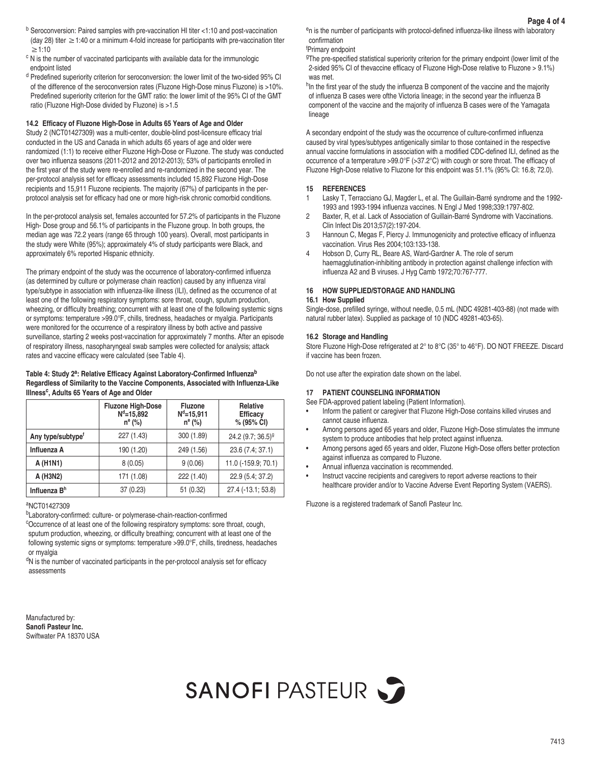[b] Seroconversion: Paired samples with pre-vaccination HI titer <1:10 and post-vaccination (day 28) titer ≥1:40 or a minimum 4-fold increase for participants with pre-vaccination titer ≥1:10

[c] N is the number of vaccinated participants with available data for the immunologic endpoint listed

[d] Predefined superiority criterion for seroconversion: the lower limit of the two-sided 95% CI of the difference of the seroconversion rates (Fluzone High-Dose minus Fluzone) is >10%. Predefined superiority criterion for the GMT ratio: the lower limit of the 95% CI of the GMT ratio (Fluzone High-Dose divided by Fluzone) is >1.5

### 14.2 Efficacy of Fluzone High-Dose in Adults 65 Years of Age and Older

Study 2 (NCT01427309) was a multi-center, double-blind post-licensure efficacy trial conducted in the US and Canada in which adults 65 years of age and older were randomized (1:1) to receive either Fluzone High-Dose or Fluzone. The study was conducted over two influenza seasons (2011-2012 and 2012-2013); 53% of participants enrolled in the first year of the study were re-enrolled and re-randomized in the second year. The per-protocol analysis set for efficacy assessments included 15,892 Fluzone High-Dose recipients and 15,911 Fluzone recipients. The majority (67%) of participants in the per-protocol analysis set for efficacy had one or more high-risk chronic comorbid conditions.

In the per-protocol analysis set, females accounted for 57.2% of participants in the Fluzone High- Dose group and 56.1% of participants in the Fluzone group. In both groups, the median age was 72.2 years (range 65 through 100 years). Overall, most participants in the study were White (95%); approximately 4% of study participants were Black, and approximately 6% reported Hispanic ethnicity.

The primary endpoint of the study was the occurrence of laboratory-confirmed influenza (as determined by culture or polymerase chain reaction) caused by any influenza viral type/subtype in association with influenza-like illness (ILI), defined as the occurrence of at least one of the following respiratory symptoms: sore throat, cough, sputum production, wheezing, or difficulty breathing; concurrent with at least one of the following systemic signs or symptoms: temperature >99.0°F, chills, tiredness, headaches or myalgia. Participants were monitored for the occurrence of a respiratory illness by both active and passive surveillance, starting 2 weeks post-vaccination for approximately 7 months. After an episode of respiratory illness, nasopharyngeal swab samples were collected for analysis; attack rates and vaccine efficacy were calculated (see Table 4).

**Table 4: Study 2[a]: Relative Efficacy Against Laboratory-Confirmed Influenza[b] Regardless of Similarity to the Vaccine Components, Associated with Influenza-Like Illness[c], Adults 65 Years of Age and Older**

| | Fluzone High-Dose N[d]=15,892 n[e] (%) | Fluzone N[d]=15,911 n[e] (%) | Relative Efficacy % (95% CI) |
|---|---|---|---|
| Any type/subtype[f] | 227 (1.43) | 300 (1.89) | 24.2 (9.7; 36.5)[g] |
| Influenza A | 190 (1.20) | 249 (1.56) | 23.6 (7.4; 37.1) |
| A (H1N1) | 8 (0.05) | 9 (0.06) | 11.0 (-159.9; 70.1) |
| A (H3N2) | 171 (1.08) | 222 (1.40) | 22.9 (5.4; 37.2) |
| Influenza B[h] | 37 (0.23) | 51 (0.32) | 27.4 (-13.1; 53.8) |

[a]NCT01427309

[b]Laboratory-confirmed: culture- or polymerase-chain-reaction-confirmed

[c]Occurrence of at least one of the following respiratory symptoms: sore throat, cough, sputum production, wheezing, or difficulty breathing; concurrent with at least one of the following systemic signs or symptoms: temperature >99.0°F, chills, tiredness, headaches or myalgia

[d]N is the number of vaccinated participants in the per-protocol analysis set for efficacy assessments

[e]n is the number of participants with protocol-defined influenza-like illness with laboratory confirmation

[f]Primary endpoint

[g]The pre-specified statistical superiority criterion for the primary endpoint (lower limit of the 2-sided 95% CI of thevaccine efficacy of Fluzone High-Dose relative to Fluzone > 9.1%) was met.

[h]In the first year of the study the influenza B component of the vaccine and the majority of influenza B cases were ofthe Victoria lineage; in the second year the influenza B component of the vaccine and the majority of influenza B cases were of the Yamagata lineage

A secondary endpoint of the study was the occurrence of culture-confirmed influenza caused by viral types/subtypes antigenically similar to those contained in the respective annual vaccine formulations in association with a modified CDC-defined ILI, defined as the occurrence of a temperature >99.0°F (>37.2°C) with cough or sore throat. The efficacy of Fluzone High-Dose relative to Fluzone for this endpoint was 51.1% (95% CI: 16.8; 72.0).

## 15 REFERENCES

1. Lasky T, Terracciano GJ, Magder L, et al. The Guillain-Barré syndrome and the 1992-1993 and 1993-1994 influenza vaccines. N Engl J Med 1998;339:1797-802.
2. Baxter, R, et al. Lack of Association of Guillain-Barré Syndrome with Vaccinations. Clin Infect Dis 2013;57(2):197-204.
3. Hannoun C, Megas F, Piercy J. Immunogenicity and protective efficacy of influenza vaccination. Virus Res 2004;103:133-138.
4. Hobson D, Curry RL, Beare AS, Ward-Gardner A. The role of serum haemagglutination-inhibiting antibody in protection against challenge infection with influenza A2 and B viruses. J Hyg Camb 1972;70:767-777.

## 16 HOW SUPPLIED/STORAGE AND HANDLING

### 16.1 How Supplied

Single-dose, prefilled syringe, without needle, 0.5 mL (NDC 49281-403-88) (not made with natural rubber latex). Supplied as package of 10 (NDC 49281-403-65).

### 16.2 Storage and Handling

Store Fluzone High-Dose refrigerated at 2° to 8°C (35° to 46°F). DO NOT FREEZE. Discard if vaccine has been frozen.

Do not use after the expiration date shown on the label.

## 17 PATIENT COUNSELING INFORMATION

See FDA-approved patient labeling (Patient Information).

- Inform the patient or caregiver that Fluzone High-Dose contains killed viruses and cannot cause influenza.
- Among persons aged 65 years and older, Fluzone High-Dose stimulates the immune system to produce antibodies that help protect against influenza.
- Among persons aged 65 years and older, Fluzone High-Dose offers better protection against influenza as compared to Fluzone.
- Annual influenza vaccination is recommended.
- Instruct vaccine recipients and caregivers to report adverse reactions to their healthcare provider and/or to Vaccine Adverse Event Reporting System (VAERS).

Fluzone is a registered trademark of Sanofi Pasteur Inc.

Manufactured by:
**Sanofi Pasteur Inc.**
Swiftwater PA 18370 USA

SANOFI PASTEUR

7413